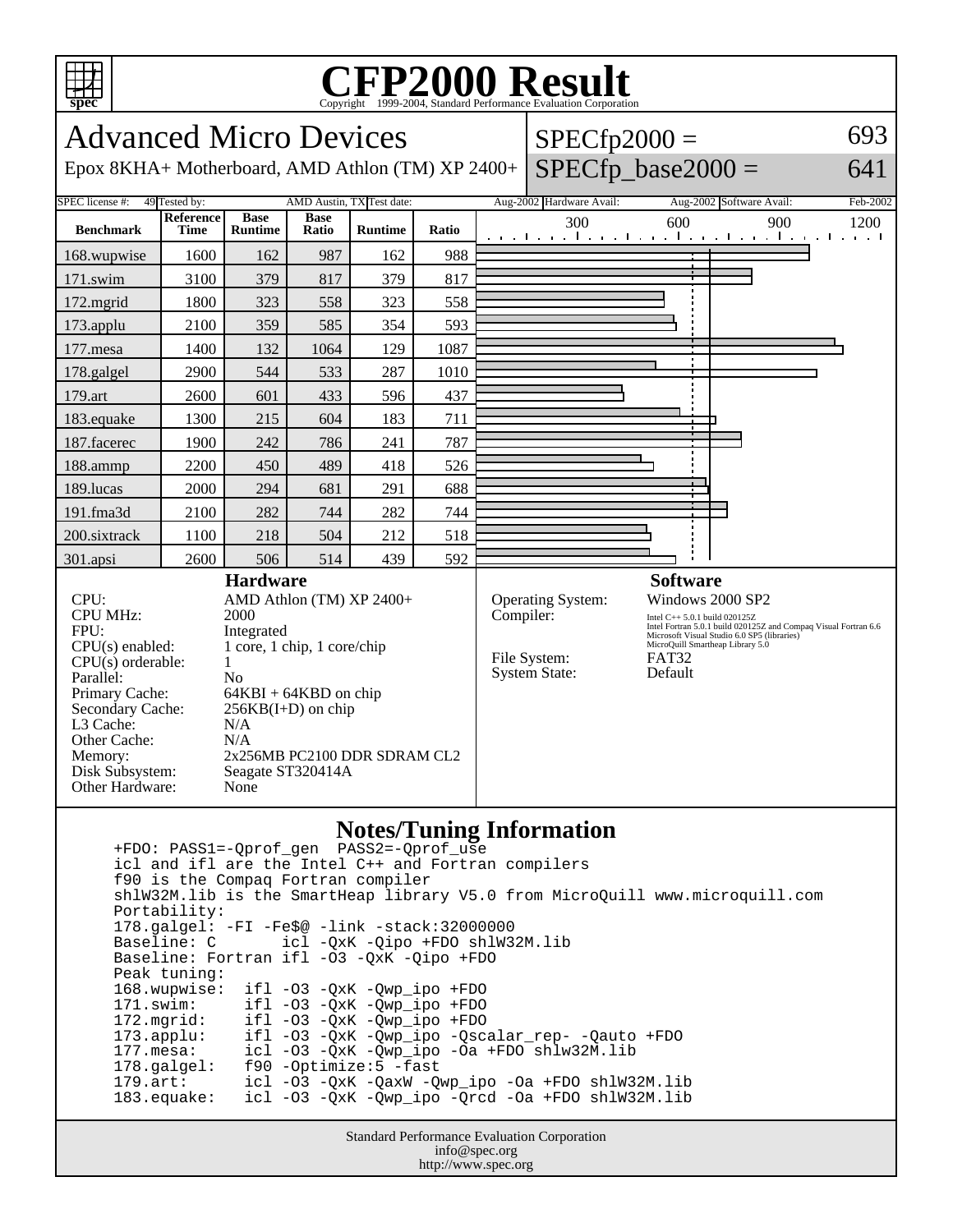# CFP2000 Result

Copyright 1999-2004, Standard Performance Evaluation Corporation

## Advanced Micro Devices

Epox 8KHA+ Motherboard, AMD Athlon (TM) XP 2400+

SPECfp2000 = 693

SPECfp_base2000 = 641

| SPEC license #: | 49 | Tested by: | AMD Austin, TX | Test date: | Aug-2002 | Hardware Avail: | Aug-2002 | Software Avail: | Feb-2002 |
|---|---|---|---|---|---|---|---|---|---|

| Benchmark | Reference Time | Base Runtime | Base Ratio | Runtime | Ratio |
|---|---|---|---|---|---|
| 168.wupwise | 1600 | 162 | 987 | 162 | 988 |
| 171.swim | 3100 | 379 | 817 | 379 | 817 |
| 172.mgrid | 1800 | 323 | 558 | 323 | 558 |
| 173.applu | 2100 | 359 | 585 | 354 | 593 |
| 177.mesa | 1400 | 132 | 1064 | 129 | 1087 |
| 178.galgel | 2900 | 544 | 533 | 287 | 1010 |
| 179.art | 2600 | 601 | 433 | 596 | 437 |
| 183.equake | 1300 | 215 | 604 | 183 | 711 |
| 187.facerec | 1900 | 242 | 786 | 241 | 787 |
| 188.ammp | 2200 | 450 | 489 | 418 | 526 |
| 189.lucas | 2000 | 294 | 681 | 291 | 688 |
| 191.fma3d | 2100 | 282 | 744 | 282 | 744 |
| 200.sixtrack | 1100 | 218 | 504 | 212 | 518 |
| 301.apsi | 2600 | 506 | 514 | 439 | 592 |

### Hardware

| | |
|---|---|
| CPU: | AMD Athlon (TM) XP 2400+ |
| CPU MHz: | 2000 |
| FPU: | Integrated |
| CPU(s) enabled: | 1 core, 1 chip, 1 core/chip |
| CPU(s) orderable: | 1 |
| Parallel: | No |
| Primary Cache: | 64KBI + 64KBD on chip |
| Secondary Cache: | 256KB(I+D) on chip |
| L3 Cache: | N/A |
| Other Cache: | N/A |
| Memory: | 2x256MB PC2100 DDR SDRAM CL2 |
| Disk Subsystem: | Seagate ST320414A |
| Other Hardware: | None |

### Software

| | |
|---|---|
| Operating System: | Windows 2000 SP2 |
| Compiler: | Intel C++ 5.0.1 build 020125Z<br>Intel Fortran 5.0.1 build 020125Z and Compaq Visual Fortran 6.6<br>Microsoft Visual Studio 6.0 SP5 (libraries)<br>MicroQuill Smartheap Library 5.0 |
| File System: | FAT32 |
| System State: | Default |

### Notes/Tuning Information

```
+FDO: PASS1=-Qprof_gen  PASS2=-Qprof_use
icl and ifl are the Intel C++ and Fortran compilers
f90 is the Compaq Fortran compiler
shlW32M.lib is the SmartHeap library V5.0 from MicroQuill www.microquill.com
Portability:
178.galgel: -FI -Fe$@ -link -stack:32000000
Baseline: C       icl -QxK -Qipo +FDO shlW32M.lib
Baseline: Fortran ifl -O3 -QxK -Qipo +FDO
Peak tuning:
168.wupwise:  ifl -O3 -QxK -Qwp_ipo +FDO
171.swim:     ifl -O3 -QxK -Qwp_ipo +FDO
172.mgrid:    ifl -O3 -QxK -Qwp_ipo +FDO
173.applu:    ifl -O3 -QxK -Qwp_ipo -Qscalar_rep- -Qauto +FDO
177.mesa:     icl -O3 -QxK -Qwp_ipo -Oa +FDO shlw32M.lib
178.galgel:   f90 -Optimize:5 -fast
179.art:      icl -O3 -QxK -QaxW -Qwp_ipo -Oa +FDO shlW32M.lib
183.equake:   icl -O3 -QxK -Qwp_ipo -Qrcd -Oa +FDO shlW32M.lib
```

Standard Performance Evaluation Corporation
info@spec.org
http://www.spec.org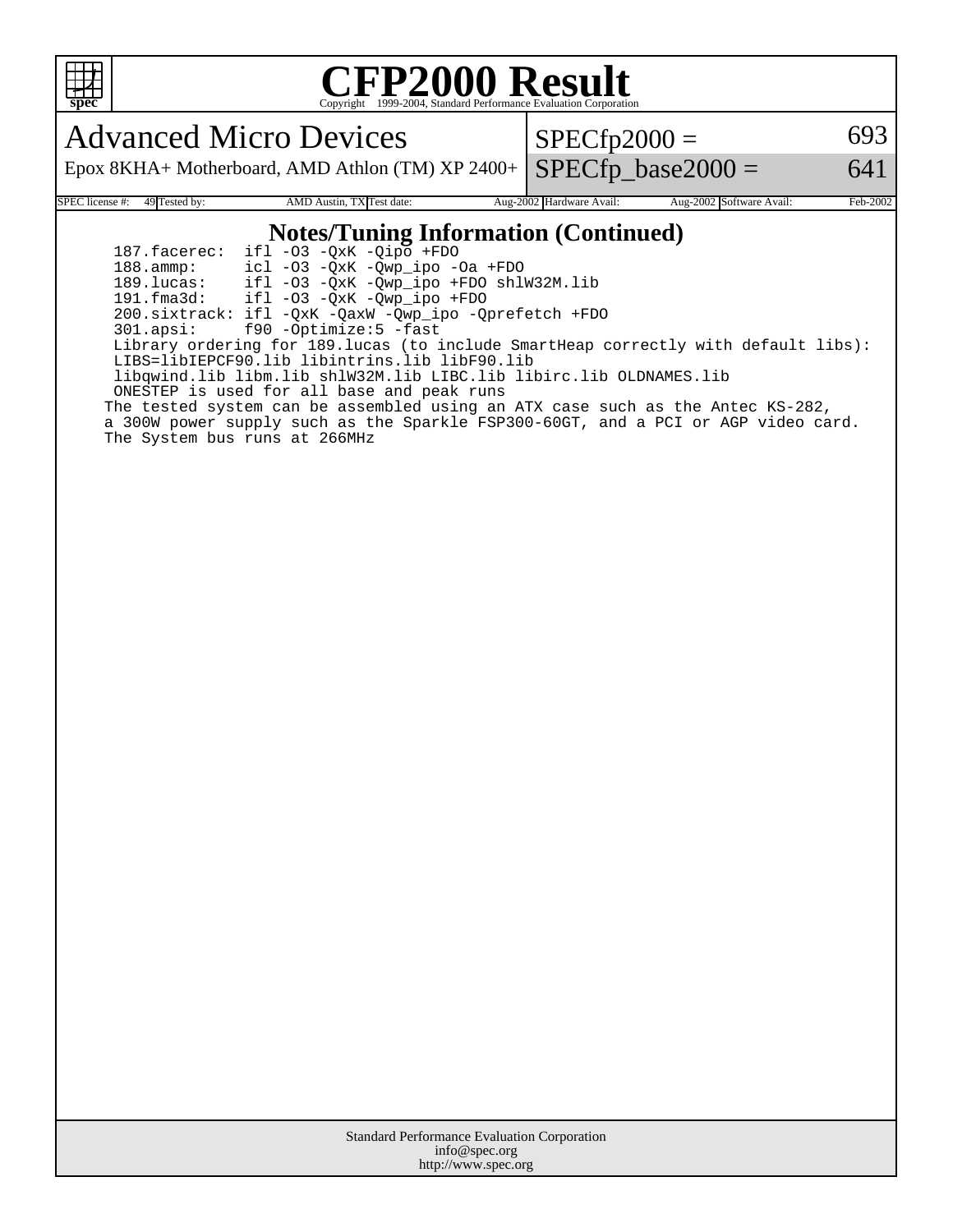# CFP2000 Result

Copyright 1999-2004, Standard Performance Evaluation Corporation

## Advanced Micro Devices

Epox 8KHA+ Motherboard, AMD Athlon (TM) XP 2400+

SPECfp2000 = 693

SPECfp_base2000 = 641

| SPEC license #: | 49 | Tested by: | AMD Austin, TX | Test date: | Aug-2002 | Hardware Avail: | Aug-2002 | Software Avail: | Feb-2002 |
|---|---|---|---|---|---|---|---|---|---|

## Notes/Tuning Information (Continued)

```
     187.facerec:  ifl -O3 -QxK -Qipo +FDO
     188.ammp:     icl -O3 -QxK -Qwp_ipo -Oa +FDO
     189.lucas:    ifl -O3 -QxK -Qwp_ipo +FDO shlW32M.lib
     191.fma3d:    ifl -O3 -QxK -Qwp_ipo +FDO
     200.sixtrack: ifl -QxK -QaxW -Qwp_ipo -Qprefetch +FDO
     301.apsi:     f90 -Optimize:5 -fast
     Library ordering for 189.lucas (to include SmartHeap correctly with default libs):
     LIBS=libIEPCF90.lib libintrins.lib libF90.lib
     libqwind.lib libm.lib shlW32M.lib LIBC.lib libirc.lib OLDNAMES.lib
     ONESTEP is used for all base and peak runs
    The tested system can be assembled using an ATX case such as the Antec KS-282,
    a 300W power supply such as the Sparkle FSP300-60GT, and a PCI or AGP video card.
    The System bus runs at 266MHz
```

Standard Performance Evaluation Corporation
info@spec.org
http://www.spec.org